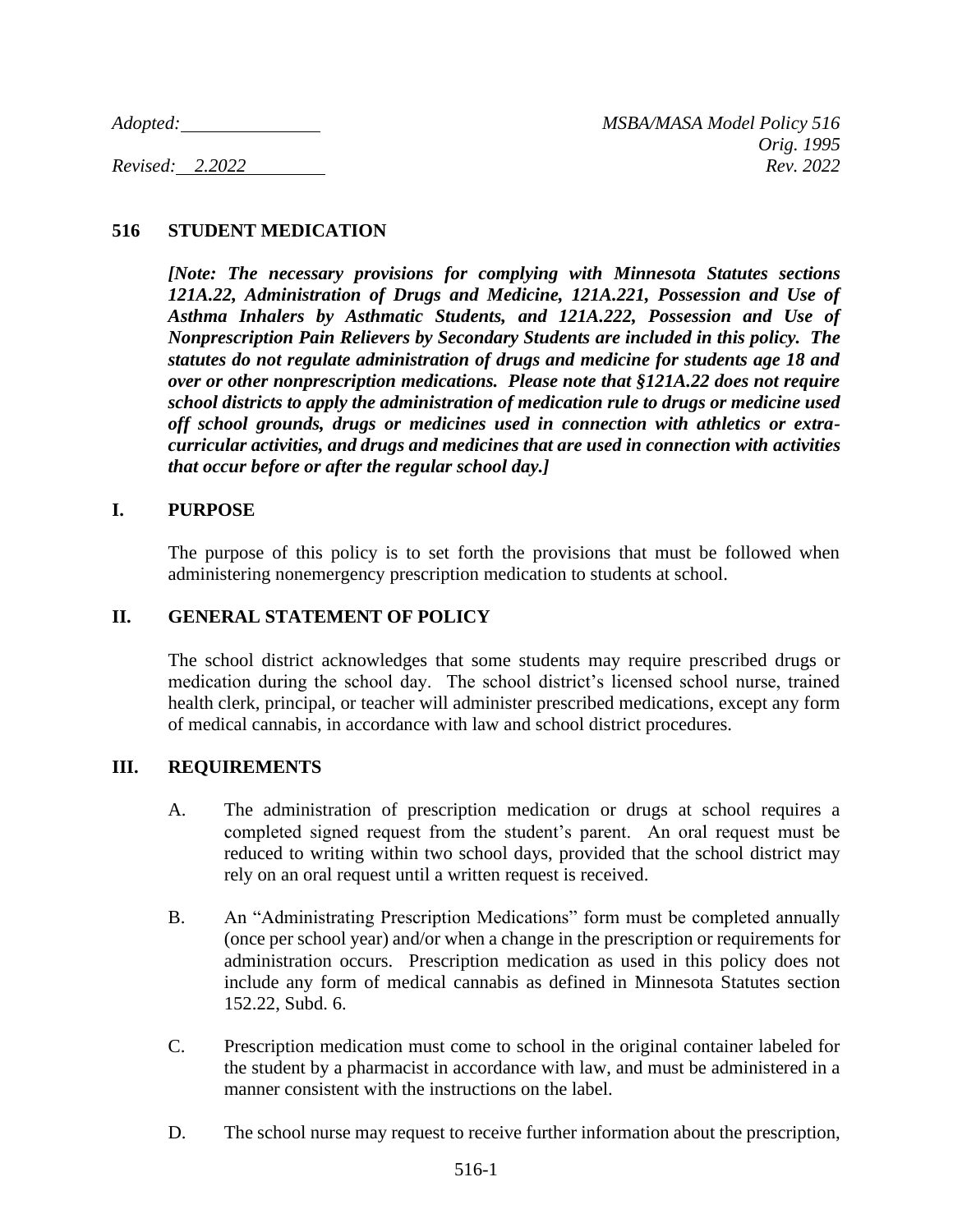*Adopted:* ______________ *MSBA/MASA Model Policy 516*
*Orig. 1995*
*Revised: 2.2022* *Rev. 2022*

## 516 STUDENT MEDICATION

***[Note: The necessary provisions for complying with Minnesota Statutes sections 121A.22, Administration of Drugs and Medicine, 121A.221, Possession and Use of Asthma Inhalers by Asthmatic Students, and 121A.222, Possession and Use of Nonprescription Pain Relievers by Secondary Students are included in this policy. The statutes do not regulate administration of drugs and medicine for students age 18 and over or other nonprescription medications. Please note that §121A.22 does not require school districts to apply the administration of medication rule to drugs or medicine used off school grounds, drugs or medicines used in connection with athletics or extra-curricular activities, and drugs and medicines that are used in connection with activities that occur before or after the regular school day.]***

### I. PURPOSE

The purpose of this policy is to set forth the provisions that must be followed when administering nonemergency prescription medication to students at school.

### II. GENERAL STATEMENT OF POLICY

The school district acknowledges that some students may require prescribed drugs or medication during the school day. The school district's licensed school nurse, trained health clerk, principal, or teacher will administer prescribed medications, except any form of medical cannabis, in accordance with law and school district procedures.

### III. REQUIREMENTS

A. The administration of prescription medication or drugs at school requires a completed signed request from the student's parent. An oral request must be reduced to writing within two school days, provided that the school district may rely on an oral request until a written request is received.

B. An "Administrating Prescription Medications" form must be completed annually (once per school year) and/or when a change in the prescription or requirements for administration occurs. Prescription medication as used in this policy does not include any form of medical cannabis as defined in Minnesota Statutes section 152.22, Subd. 6.

C. Prescription medication must come to school in the original container labeled for the student by a pharmacist in accordance with law, and must be administered in a manner consistent with the instructions on the label.

D. The school nurse may request to receive further information about the prescription,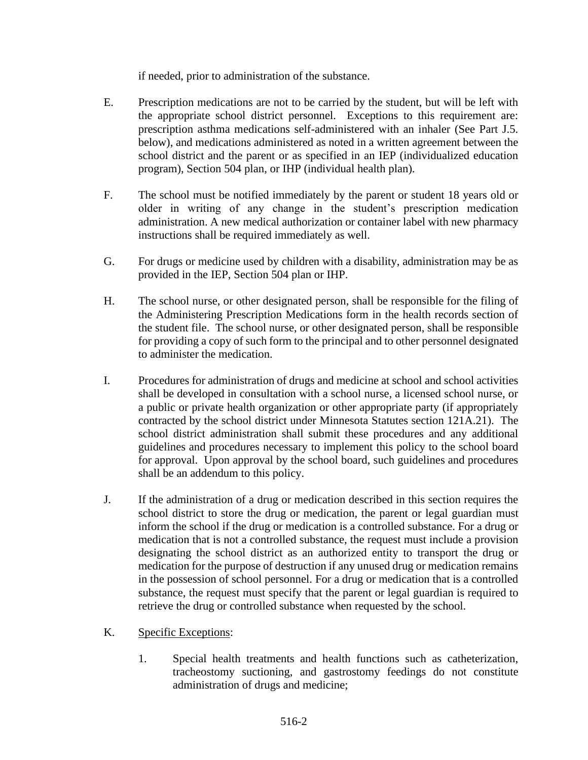if needed, prior to administration of the substance.

E. Prescription medications are not to be carried by the student, but will be left with the appropriate school district personnel. Exceptions to this requirement are: prescription asthma medications self-administered with an inhaler (See Part J.5. below), and medications administered as noted in a written agreement between the school district and the parent or as specified in an IEP (individualized education program), Section 504 plan, or IHP (individual health plan).

F. The school must be notified immediately by the parent or student 18 years old or older in writing of any change in the student's prescription medication administration. A new medical authorization or container label with new pharmacy instructions shall be required immediately as well.

G. For drugs or medicine used by children with a disability, administration may be as provided in the IEP, Section 504 plan or IHP.

H. The school nurse, or other designated person, shall be responsible for the filing of the Administering Prescription Medications form in the health records section of the student file. The school nurse, or other designated person, shall be responsible for providing a copy of such form to the principal and to other personnel designated to administer the medication.

I. Procedures for administration of drugs and medicine at school and school activities shall be developed in consultation with a school nurse, a licensed school nurse, or a public or private health organization or other appropriate party (if appropriately contracted by the school district under Minnesota Statutes section 121A.21). The school district administration shall submit these procedures and any additional guidelines and procedures necessary to implement this policy to the school board for approval. Upon approval by the school board, such guidelines and procedures shall be an addendum to this policy.

J. If the administration of a drug or medication described in this section requires the school district to store the drug or medication, the parent or legal guardian must inform the school if the drug or medication is a controlled substance. For a drug or medication that is not a controlled substance, the request must include a provision designating the school district as an authorized entity to transport the drug or medication for the purpose of destruction if any unused drug or medication remains in the possession of school personnel. For a drug or medication that is a controlled substance, the request must specify that the parent or legal guardian is required to retrieve the drug or controlled substance when requested by the school.

K. <u>Specific Exceptions</u>:

   1. Special health treatments and health functions such as catheterization, tracheostomy suctioning, and gastrostomy feedings do not constitute administration of drugs and medicine;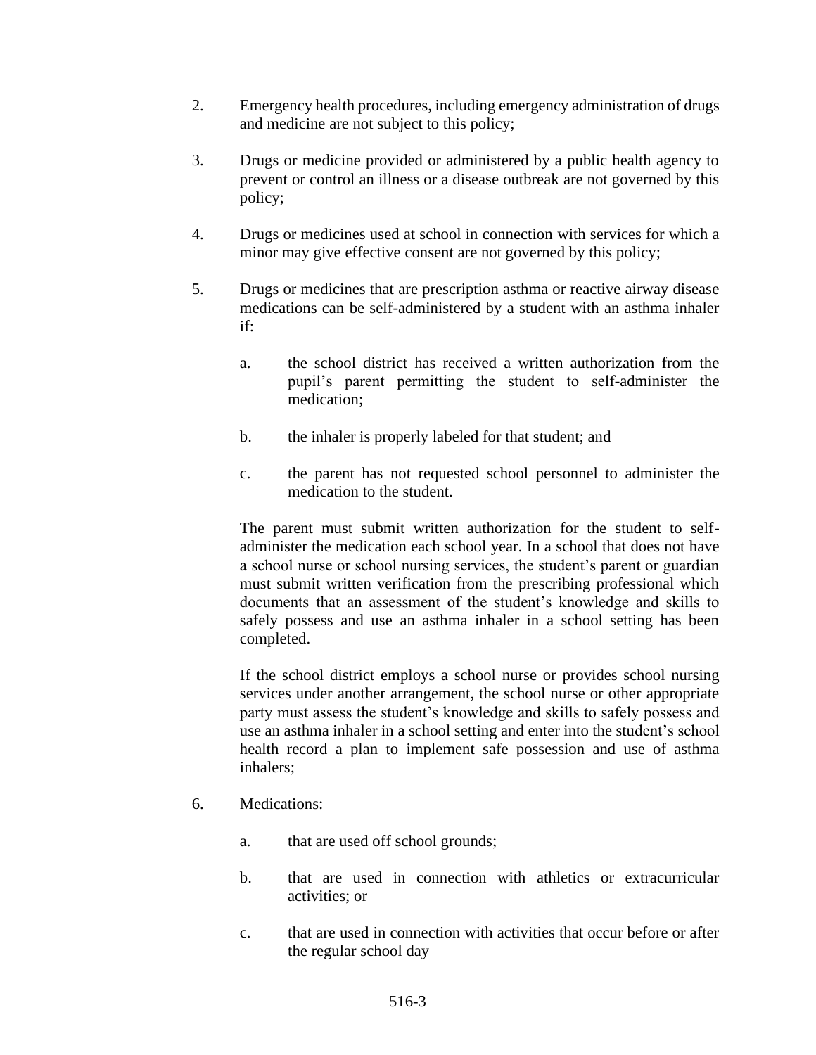2. Emergency health procedures, including emergency administration of drugs and medicine are not subject to this policy;

3. Drugs or medicine provided or administered by a public health agency to prevent or control an illness or a disease outbreak are not governed by this policy;

4. Drugs or medicines used at school in connection with services for which a minor may give effective consent are not governed by this policy;

5. Drugs or medicines that are prescription asthma or reactive airway disease medications can be self-administered by a student with an asthma inhaler if:

   a. the school district has received a written authorization from the pupil's parent permitting the student to self-administer the medication;

   b. the inhaler is properly labeled for that student; and

   c. the parent has not requested school personnel to administer the medication to the student.

   The parent must submit written authorization for the student to self-administer the medication each school year. In a school that does not have a school nurse or school nursing services, the student's parent or guardian must submit written verification from the prescribing professional which documents that an assessment of the student's knowledge and skills to safely possess and use an asthma inhaler in a school setting has been completed.

   If the school district employs a school nurse or provides school nursing services under another arrangement, the school nurse or other appropriate party must assess the student's knowledge and skills to safely possess and use an asthma inhaler in a school setting and enter into the student's school health record a plan to implement safe possession and use of asthma inhalers;

6. Medications:

   a. that are used off school grounds;

   b. that are used in connection with athletics or extracurricular activities; or

   c. that are used in connection with activities that occur before or after the regular school day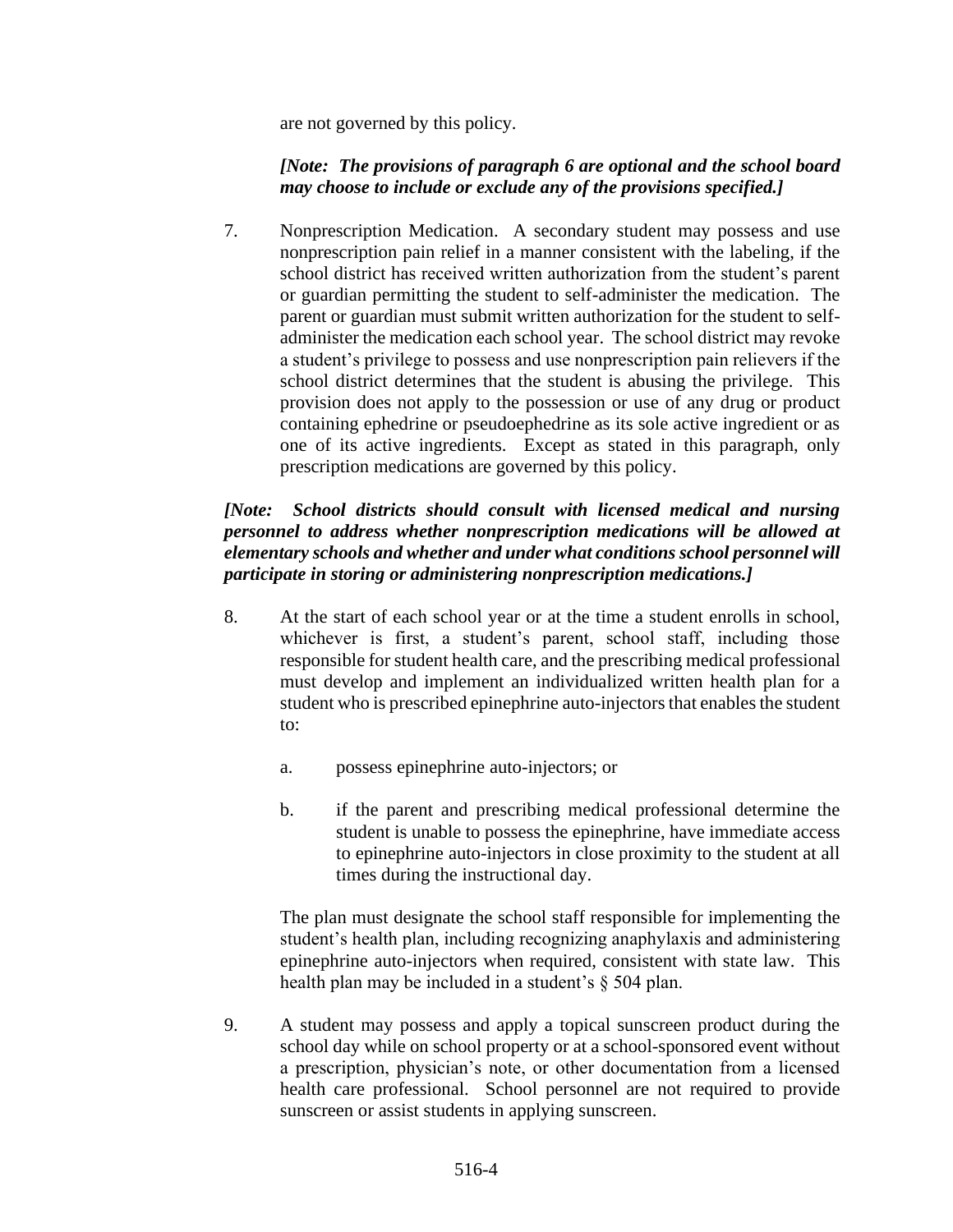are not governed by this policy.

***[Note: The provisions of paragraph 6 are optional and the school board may choose to include or exclude any of the provisions specified.]***

7. Nonprescription Medication. A secondary student may possess and use nonprescription pain relief in a manner consistent with the labeling, if the school district has received written authorization from the student's parent or guardian permitting the student to self-administer the medication. The parent or guardian must submit written authorization for the student to self-administer the medication each school year. The school district may revoke a student's privilege to possess and use nonprescription pain relievers if the school district determines that the student is abusing the privilege. This provision does not apply to the possession or use of any drug or product containing ephedrine or pseudoephedrine as its sole active ingredient or as one of its active ingredients. Except as stated in this paragraph, only prescription medications are governed by this policy.

***[Note: School districts should consult with licensed medical and nursing personnel to address whether nonprescription medications will be allowed at elementary schools and whether and under what conditions school personnel will participate in storing or administering nonprescription medications.]***

8. At the start of each school year or at the time a student enrolls in school, whichever is first, a student's parent, school staff, including those responsible for student health care, and the prescribing medical professional must develop and implement an individualized written health plan for a student who is prescribed epinephrine auto-injectors that enables the student to:

   a. possess epinephrine auto-injectors; or

   b. if the parent and prescribing medical professional determine the student is unable to possess the epinephrine, have immediate access to epinephrine auto-injectors in close proximity to the student at all times during the instructional day.

   The plan must designate the school staff responsible for implementing the student's health plan, including recognizing anaphylaxis and administering epinephrine auto-injectors when required, consistent with state law. This health plan may be included in a student's § 504 plan.

9. A student may possess and apply a topical sunscreen product during the school day while on school property or at a school-sponsored event without a prescription, physician's note, or other documentation from a licensed health care professional. School personnel are not required to provide sunscreen or assist students in applying sunscreen.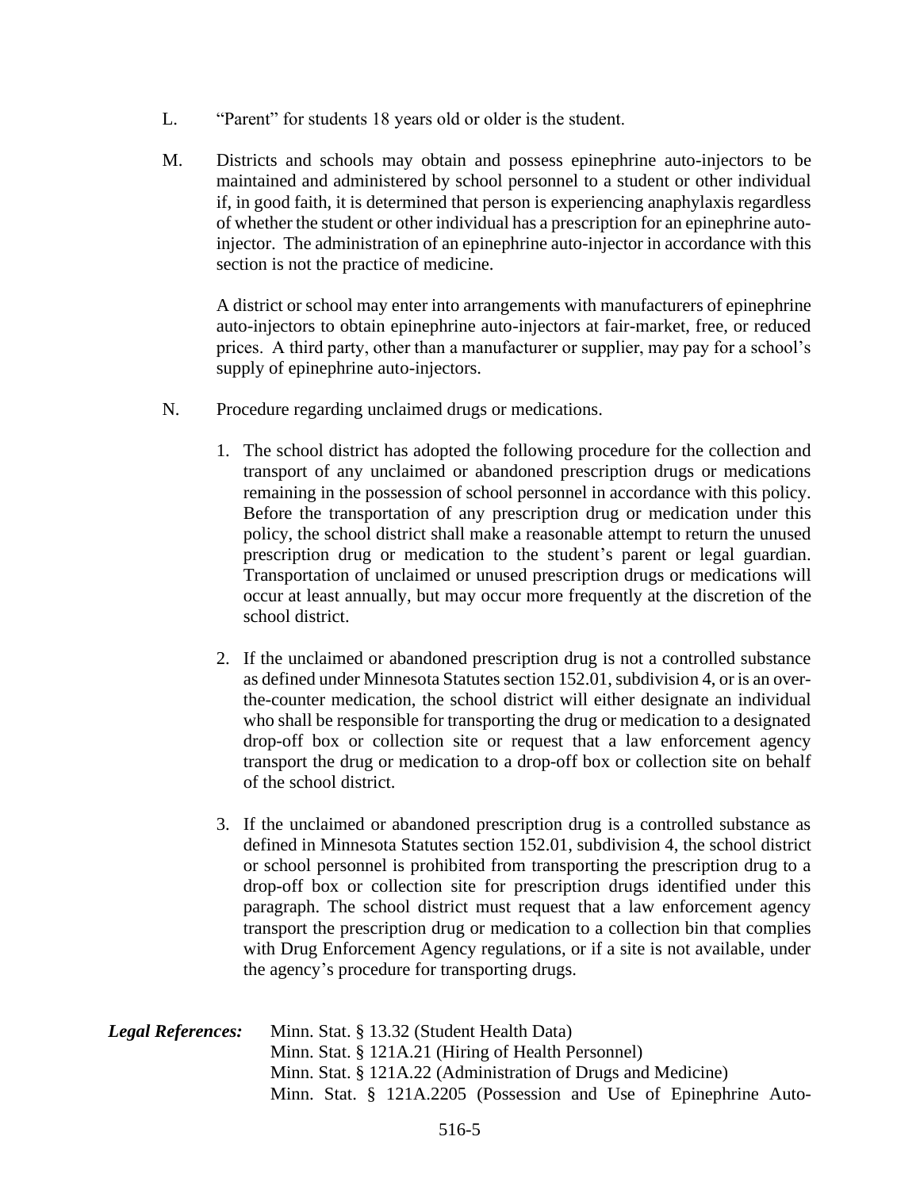L. "Parent" for students 18 years old or older is the student.

M. Districts and schools may obtain and possess epinephrine auto-injectors to be maintained and administered by school personnel to a student or other individual if, in good faith, it is determined that person is experiencing anaphylaxis regardless of whether the student or other individual has a prescription for an epinephrine auto-injector. The administration of an epinephrine auto-injector in accordance with this section is not the practice of medicine.

   A district or school may enter into arrangements with manufacturers of epinephrine auto-injectors to obtain epinephrine auto-injectors at fair-market, free, or reduced prices. A third party, other than a manufacturer or supplier, may pay for a school's supply of epinephrine auto-injectors.

N. Procedure regarding unclaimed drugs or medications.

   1. The school district has adopted the following procedure for the collection and transport of any unclaimed or abandoned prescription drugs or medications remaining in the possession of school personnel in accordance with this policy. Before the transportation of any prescription drug or medication under this policy, the school district shall make a reasonable attempt to return the unused prescription drug or medication to the student's parent or legal guardian. Transportation of unclaimed or unused prescription drugs or medications will occur at least annually, but may occur more frequently at the discretion of the school district.

   2. If the unclaimed or abandoned prescription drug is not a controlled substance as defined under Minnesota Statutes section 152.01, subdivision 4, or is an over-the-counter medication, the school district will either designate an individual who shall be responsible for transporting the drug or medication to a designated drop-off box or collection site or request that a law enforcement agency transport the drug or medication to a drop-off box or collection site on behalf of the school district.

   3. If the unclaimed or abandoned prescription drug is a controlled substance as defined in Minnesota Statutes section 152.01, subdivision 4, the school district or school personnel is prohibited from transporting the prescription drug to a drop-off box or collection site for prescription drugs identified under this paragraph. The school district must request that a law enforcement agency transport the prescription drug or medication to a collection bin that complies with Drug Enforcement Agency regulations, or if a site is not available, under the agency's procedure for transporting drugs.

***Legal References:*** Minn. Stat. § 13.32 (Student Health Data)
Minn. Stat. § 121A.21 (Hiring of Health Personnel)
Minn. Stat. § 121A.22 (Administration of Drugs and Medicine)
Minn. Stat. § 121A.2205 (Possession and Use of Epinephrine Auto-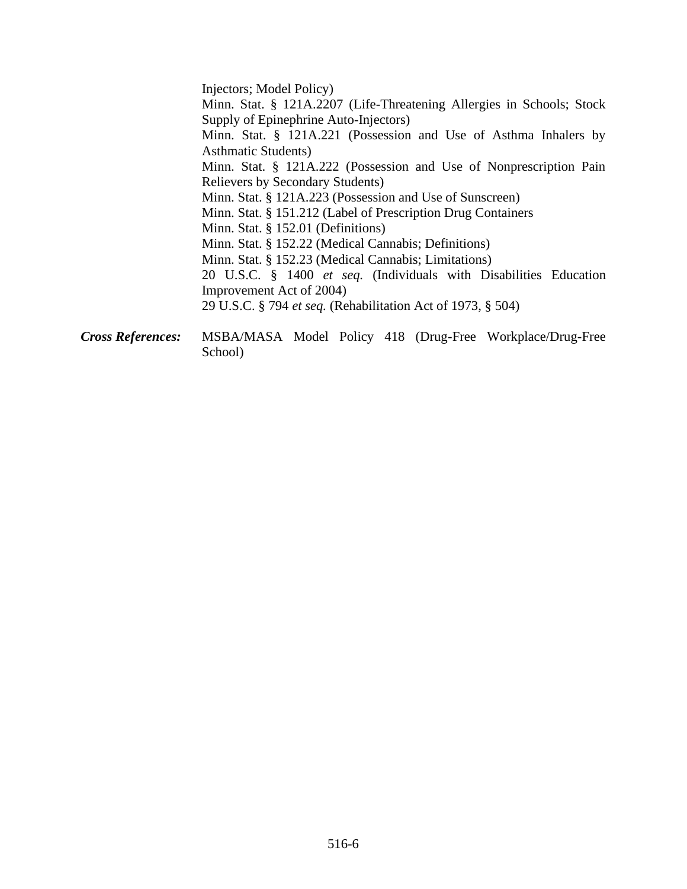Injectors; Model Policy)

Minn. Stat. § 121A.2207 (Life-Threatening Allergies in Schools; Stock Supply of Epinephrine Auto-Injectors)

Minn. Stat. § 121A.221 (Possession and Use of Asthma Inhalers by Asthmatic Students)

Minn. Stat. § 121A.222 (Possession and Use of Nonprescription Pain Relievers by Secondary Students)

Minn. Stat. § 121A.223 (Possession and Use of Sunscreen)

Minn. Stat. § 151.212 (Label of Prescription Drug Containers

Minn. Stat. § 152.01 (Definitions)

Minn. Stat. § 152.22 (Medical Cannabis; Definitions)

Minn. Stat. § 152.23 (Medical Cannabis; Limitations)

20 U.S.C. § 1400 *et seq.* (Individuals with Disabilities Education Improvement Act of 2004)

29 U.S.C. § 794 *et seq.* (Rehabilitation Act of 1973, § 504)

***Cross References:*** MSBA/MASA Model Policy 418 (Drug-Free Workplace/Drug-Free School)